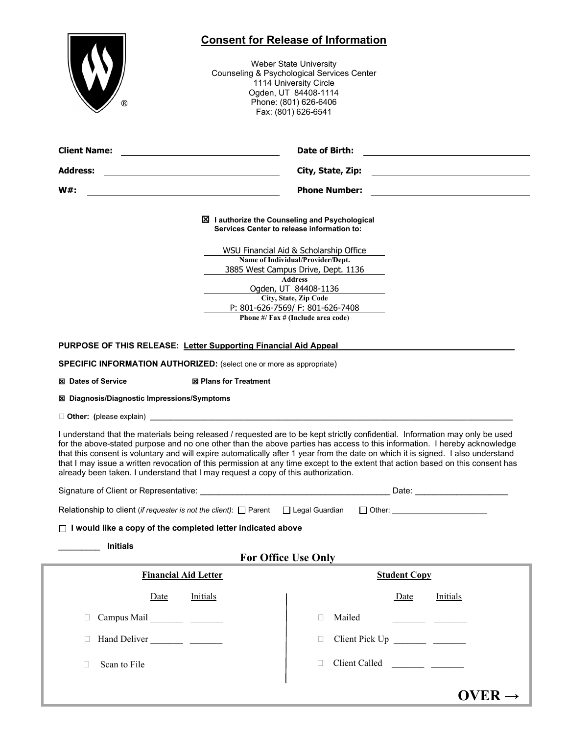# Consent for Release of Information

Weber State University
Counseling & Psychological Services Center
1114 University Circle
Ogden, UT 84408-1114
Phone: (801) 626-6406
Fax: (801) 626-6541

**Client Name:** ______________________ **Date of Birth:** ______________________

**Address:** ______________________ **City, State, Zip:** ______________________

**W#:** ______________________ **Phone Number:** ______________________

☒ **I authorize the Counseling and Psychological Services Center to release information to:**

WSU Financial Aid & Scholarship Office
**Name of Individual/Provider/Dept.**

3885 West Campus Drive, Dept. 1136
**Address**

Ogden, UT 84408-1136
**City, State, Zip Code**

P: 801-626-7569/ F: 801-626-7408
**Phone #/ Fax # (Include area code)**

**PURPOSE OF THIS RELEASE:** Letter Supporting Financial Aid Appeal

**SPECIFIC INFORMATION AUTHORIZED:** (select one or more as appropriate)

☒ **Dates of Service** ☒ **Plans for Treatment**

☒ **Diagnosis/Diagnostic Impressions/Symptoms**

☐ **Other: (**please explain) ______________________

I understand that the materials being released / requested are to be kept strictly confidential. Information may only be used for the above-stated purpose and no one other than the above parties has access to this information. I hereby acknowledge that this consent is voluntary and will expire automatically after 1 year from the date on which it is signed. I also understand that I may issue a written revocation of this permission at any time except to the extent that action based on this consent has already been taken. I understand that I may request a copy of this authorization.

Signature of Client or Representative: ______________________ Date: ____________

Relationship to client (*if requester is not the client*): ☐ Parent ☐ Legal Guardian ☐ Other: ____________

☐ **I would like a copy of the completed letter indicated above**

_________ **Initials**

## For Office Use Only

| Financial Aid Letter | Date | Initials | Student Copy | Date | Initials |
|---|---|---|---|---|---|
| ☐ Campus Mail | _______ | _______ | ☐ Mailed | _______ | _______ |
| ☐ Hand Deliver | _______ | _______ | ☐ Client Pick Up | _______ | _______ |
| ☐ Scan to File | | | ☐ Client Called | _______ | _______ |

**OVER →**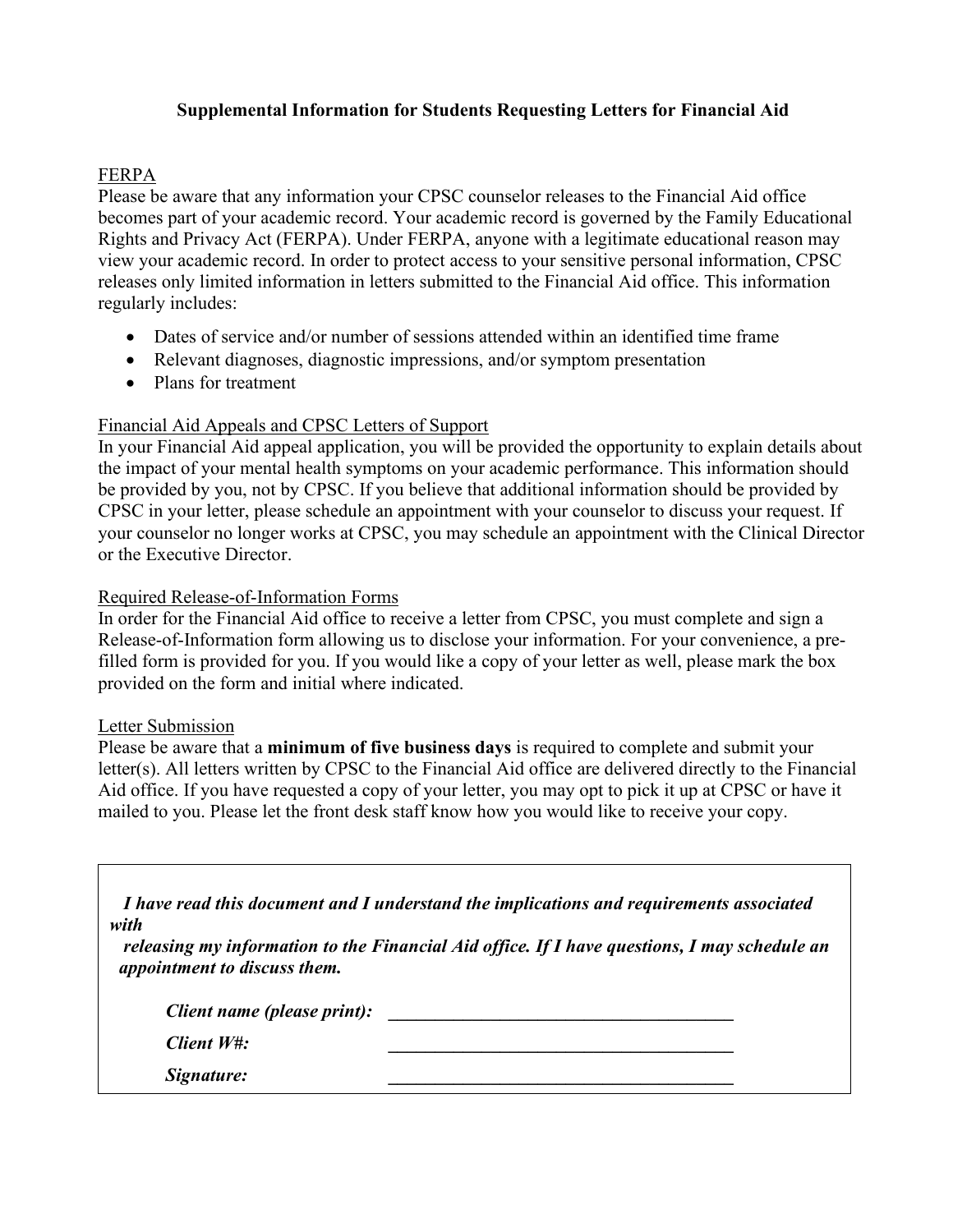**Supplemental Information for Students Requesting Letters for Financial Aid**

FERPA

Please be aware that any information your CPSC counselor releases to the Financial Aid office becomes part of your academic record. Your academic record is governed by the Family Educational Rights and Privacy Act (FERPA). Under FERPA, anyone with a legitimate educational reason may view your academic record. In order to protect access to your sensitive personal information, CPSC releases only limited information in letters submitted to the Financial Aid office. This information regularly includes:

- Dates of service and/or number of sessions attended within an identified time frame
- Relevant diagnoses, diagnostic impressions, and/or symptom presentation
- Plans for treatment

Financial Aid Appeals and CPSC Letters of Support

In your Financial Aid appeal application, you will be provided the opportunity to explain details about the impact of your mental health symptoms on your academic performance. This information should be provided by you, not by CPSC. If you believe that additional information should be provided by CPSC in your letter, please schedule an appointment with your counselor to discuss your request. If your counselor no longer works at CPSC, you may schedule an appointment with the Clinical Director or the Executive Director.

Required Release-of-Information Forms

In order for the Financial Aid office to receive a letter from CPSC, you must complete and sign a Release-of-Information form allowing us to disclose your information. For your convenience, a pre-filled form is provided for you. If you would like a copy of your letter as well, please mark the box provided on the form and initial where indicated.

Letter Submission

Please be aware that a **minimum of five business days** is required to complete and submit your letter(s). All letters written by CPSC to the Financial Aid office are delivered directly to the Financial Aid office. If you have requested a copy of your letter, you may opt to pick it up at CPSC or have it mailed to you. Please let the front desk staff know how you would like to receive your copy.

***I have read this document and I understand the implications and requirements associated with releasing my information to the Financial Aid office. If I have questions, I may schedule an appointment to discuss them.***

***Client name (please print):*** ______________________________________

***Client W#:*** ______________________________________

***Signature:*** ______________________________________